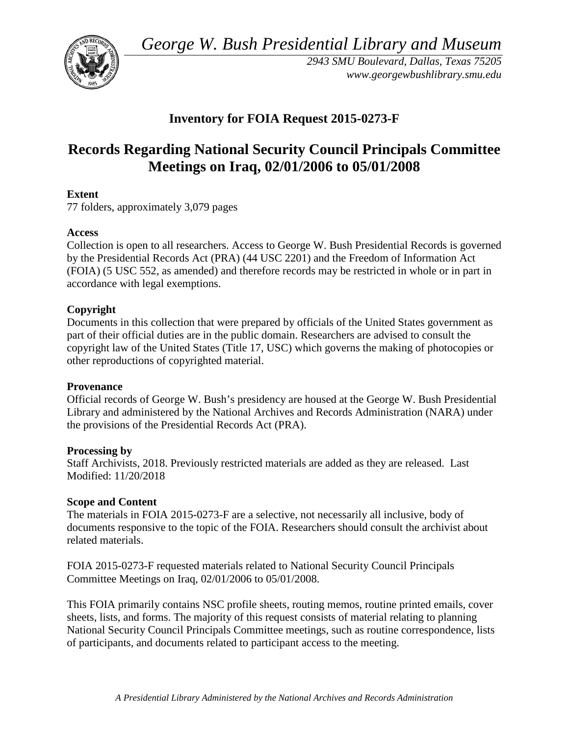*George W. Bush Presidential Library and Museum*

*2943 SMU Boulevard, Dallas, Texas 75205*
*www.georgewbushlibrary.smu.edu*

## Inventory for FOIA Request 2015-0273-F

# Records Regarding National Security Council Principals Committee Meetings on Iraq, 02/01/2006 to 05/01/2008

**Extent**

77 folders, approximately 3,079 pages

**Access**

Collection is open to all researchers. Access to George W. Bush Presidential Records is governed by the Presidential Records Act (PRA) (44 USC 2201) and the Freedom of Information Act (FOIA) (5 USC 552, as amended) and therefore records may be restricted in whole or in part in accordance with legal exemptions.

**Copyright**

Documents in this collection that were prepared by officials of the United States government as part of their official duties are in the public domain. Researchers are advised to consult the copyright law of the United States (Title 17, USC) which governs the making of photocopies or other reproductions of copyrighted material.

**Provenance**

Official records of George W. Bush's presidency are housed at the George W. Bush Presidential Library and administered by the National Archives and Records Administration (NARA) under the provisions of the Presidential Records Act (PRA).

**Processing by**

Staff Archivists, 2018. Previously restricted materials are added as they are released. Last Modified: 11/20/2018

**Scope and Content**

The materials in FOIA 2015-0273-F are a selective, not necessarily all inclusive, body of documents responsive to the topic of the FOIA. Researchers should consult the archivist about related materials.

FOIA 2015-0273-F requested materials related to National Security Council Principals Committee Meetings on Iraq, 02/01/2006 to 05/01/2008.

This FOIA primarily contains NSC profile sheets, routing memos, routine printed emails, cover sheets, lists, and forms. The majority of this request consists of material relating to planning National Security Council Principals Committee meetings, such as routine correspondence, lists of participants, and documents related to participant access to the meeting.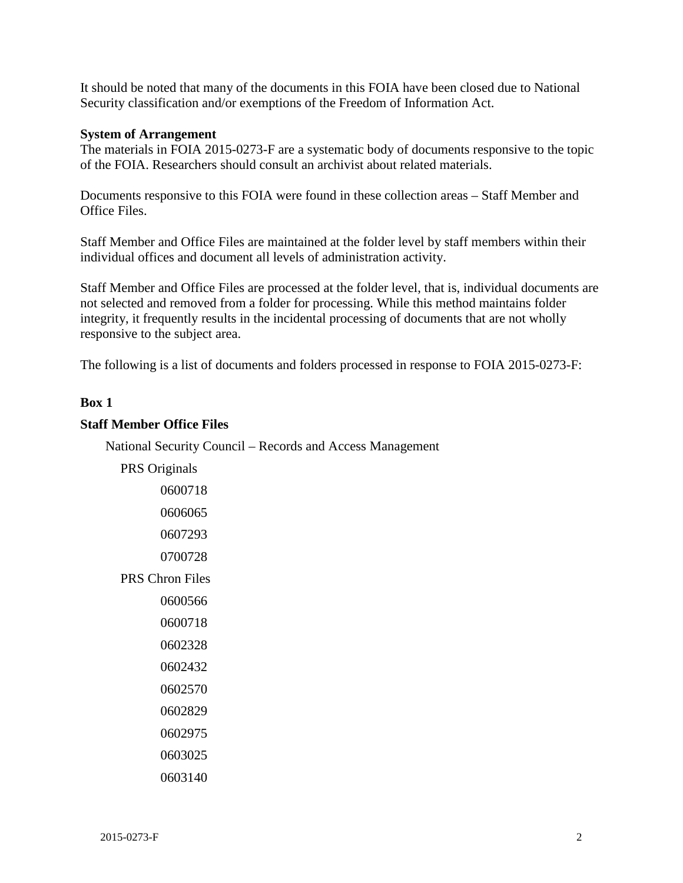It should be noted that many of the documents in this FOIA have been closed due to National Security classification and/or exemptions of the Freedom of Information Act.

**System of Arrangement**

The materials in FOIA 2015-0273-F are a systematic body of documents responsive to the topic of the FOIA. Researchers should consult an archivist about related materials.

Documents responsive to this FOIA were found in these collection areas – Staff Member and Office Files.

Staff Member and Office Files are maintained at the folder level by staff members within their individual offices and document all levels of administration activity.

Staff Member and Office Files are processed at the folder level, that is, individual documents are not selected and removed from a folder for processing. While this method maintains folder integrity, it frequently results in the incidental processing of documents that are not wholly responsive to the subject area.

The following is a list of documents and folders processed in response to FOIA 2015-0273-F:

**Box 1**

**Staff Member Office Files**

National Security Council – Records and Access Management

- PRS Originals
  - 0600718
  - 0606065
  - 0607293
  - 0700728
- PRS Chron Files
  - 0600566
  - 0600718
  - 0602328
  - 0602432
  - 0602570
  - 0602829
  - 0602975
  - 0603025
  - 0603140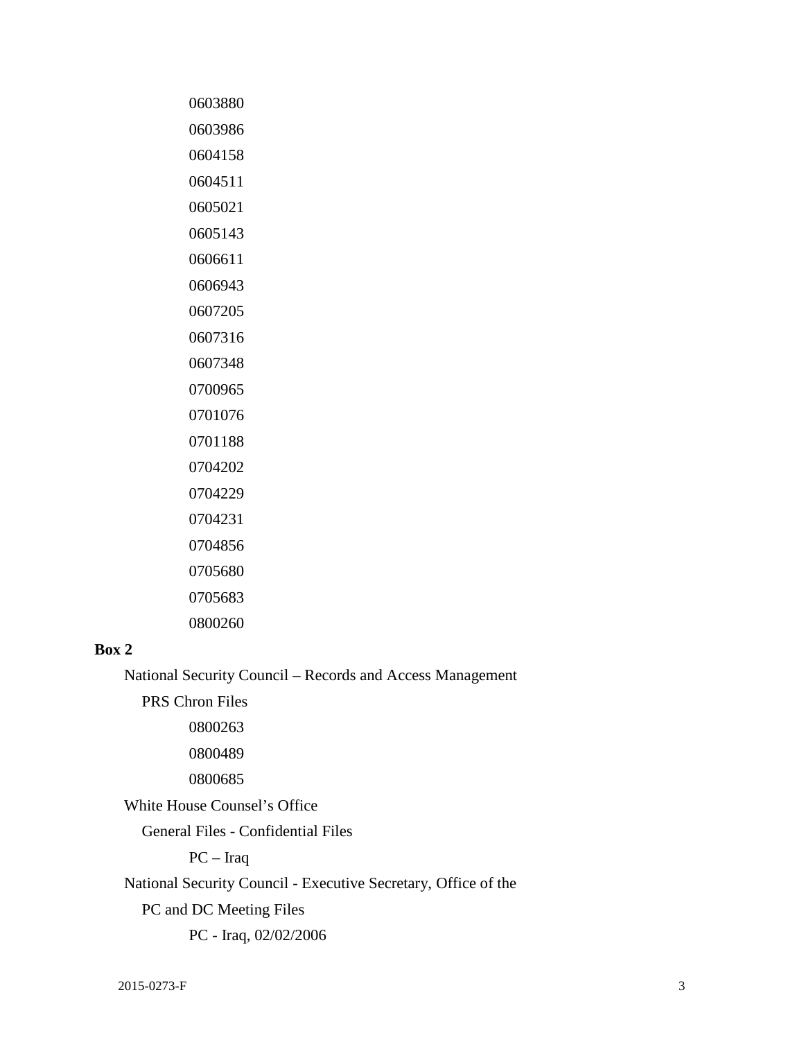0603880

0603986

0604158

0604511

0605021

0605143

0606611

0606943

0607205

0607316

0607348

0700965

0701076

0701188

0704202

0704229

0704231

0704856

0705680

0705683

0800260

**Box 2**

National Security Council – Records and Access Management

PRS Chron Files

0800263

0800489

0800685

White House Counsel's Office

General Files - Confidential Files

PC – Iraq

National Security Council - Executive Secretary, Office of the

PC and DC Meeting Files

PC - Iraq, 02/02/2006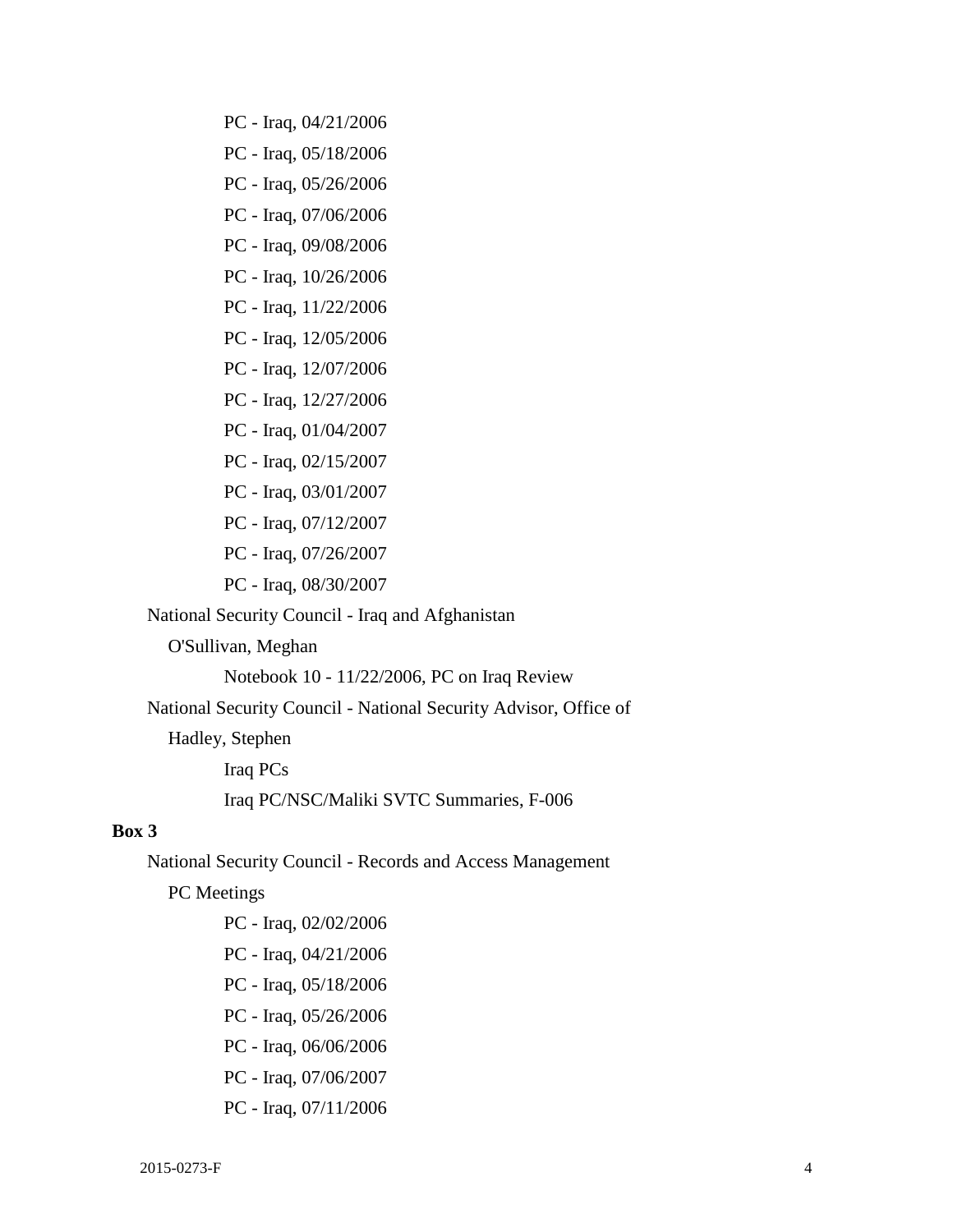PC - Iraq, 04/21/2006

PC - Iraq, 05/18/2006

PC - Iraq, 05/26/2006

PC - Iraq, 07/06/2006

PC - Iraq, 09/08/2006

PC - Iraq, 10/26/2006

PC - Iraq, 11/22/2006

PC - Iraq, 12/05/2006

PC - Iraq, 12/07/2006

PC - Iraq, 12/27/2006

PC - Iraq, 01/04/2007

PC - Iraq, 02/15/2007

PC - Iraq, 03/01/2007

PC - Iraq, 07/12/2007

PC - Iraq, 07/26/2007

PC - Iraq, 08/30/2007

National Security Council - Iraq and Afghanistan

O'Sullivan, Meghan

Notebook 10 - 11/22/2006, PC on Iraq Review

National Security Council - National Security Advisor, Office of

Hadley, Stephen

Iraq PCs

Iraq PC/NSC/Maliki SVTC Summaries, F-006

**Box 3**

National Security Council - Records and Access Management

PC Meetings

PC - Iraq, 02/02/2006

PC - Iraq, 04/21/2006

PC - Iraq, 05/18/2006

PC - Iraq, 05/26/2006

PC - Iraq, 06/06/2006

PC - Iraq, 07/06/2007

PC - Iraq, 07/11/2006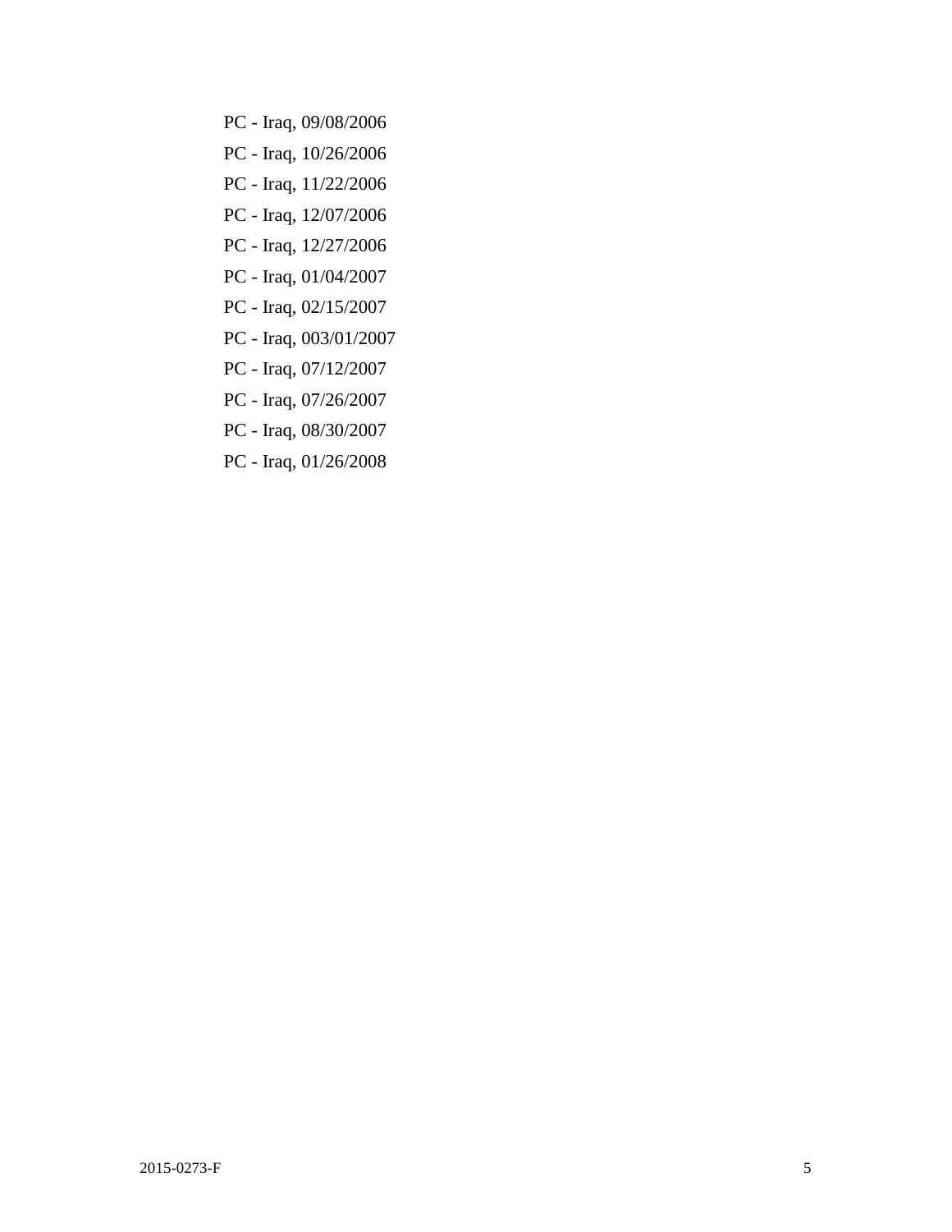PC - Iraq, 09/08/2006

PC - Iraq, 10/26/2006

PC - Iraq, 11/22/2006

PC - Iraq, 12/07/2006

PC - Iraq, 12/27/2006

PC - Iraq, 01/04/2007

PC - Iraq, 02/15/2007

PC - Iraq, 003/01/2007

PC - Iraq, 07/12/2007

PC - Iraq, 07/26/2007

PC - Iraq, 08/30/2007

PC - Iraq, 01/26/2008